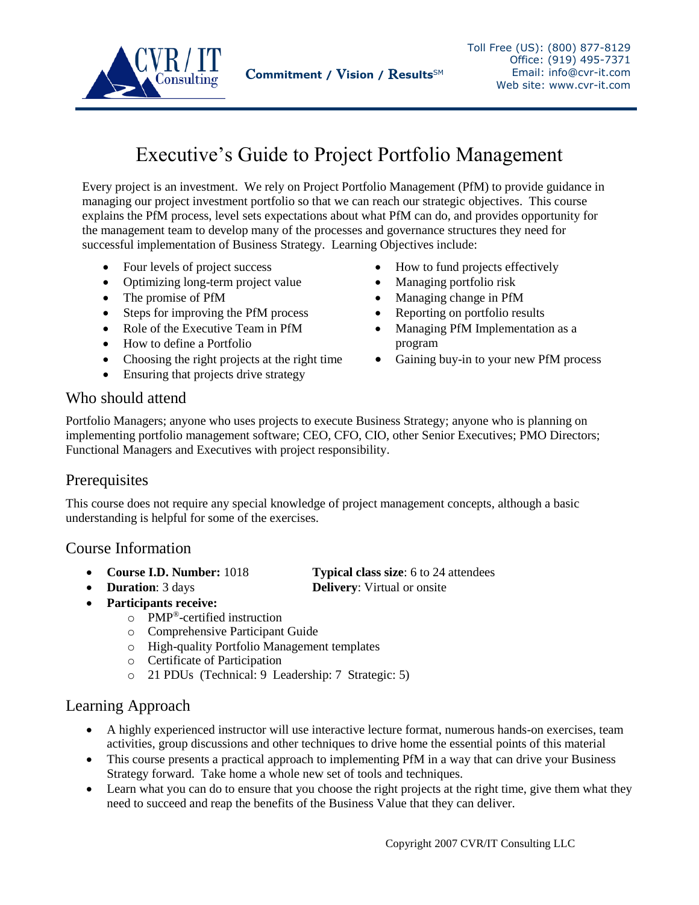CVR / IT Consulting

**Commitment / Vision / Results**SM

Toll Free (US): (800) 877-8129
Office: (919) 495-7371
Email: info@cvr-it.com
Web site: www.cvr-it.com

# Executive's Guide to Project Portfolio Management

Every project is an investment. We rely on Project Portfolio Management (PfM) to provide guidance in managing our project investment portfolio so that we can reach our strategic objectives. This course explains the PfM process, level sets expectations about what PfM can do, and provides opportunity for the management team to develop many of the processes and governance structures they need for successful implementation of Business Strategy. Learning Objectives include:

- Four levels of project success
- Optimizing long-term project value
- The promise of PfM
- Steps for improving the PfM process
- Role of the Executive Team in PfM
- How to define a Portfolio
- Choosing the right projects at the right time
- Ensuring that projects drive strategy
- How to fund projects effectively
- Managing portfolio risk
- Managing change in PfM
- Reporting on portfolio results
- Managing PfM Implementation as a program
- Gaining buy-in to your new PfM process

## Who should attend

Portfolio Managers; anyone who uses projects to execute Business Strategy; anyone who is planning on implementing portfolio management software; CEO, CFO, CIO, other Senior Executives; PMO Directors; Functional Managers and Executives with project responsibility.

## Prerequisites

This course does not require any special knowledge of project management concepts, although a basic understanding is helpful for some of the exercises.

## Course Information

- **Course I.D. Number:** 1018
- **Duration**: 3 days
- **Typical class size**: 6 to 24 attendees
- **Delivery**: Virtual or onsite
- **Participants receive:**
  - PMP®-certified instruction
  - Comprehensive Participant Guide
  - High-quality Portfolio Management templates
  - Certificate of Participation
  - 21 PDUs (Technical: 9 Leadership: 7 Strategic: 5)

## Learning Approach

- A highly experienced instructor will use interactive lecture format, numerous hands-on exercises, team activities, group discussions and other techniques to drive home the essential points of this material
- This course presents a practical approach to implementing PfM in a way that can drive your Business Strategy forward. Take home a whole new set of tools and techniques.
- Learn what you can do to ensure that you choose the right projects at the right time, give them what they need to succeed and reap the benefits of the Business Value that they can deliver.

Copyright 2007 CVR/IT Consulting LLC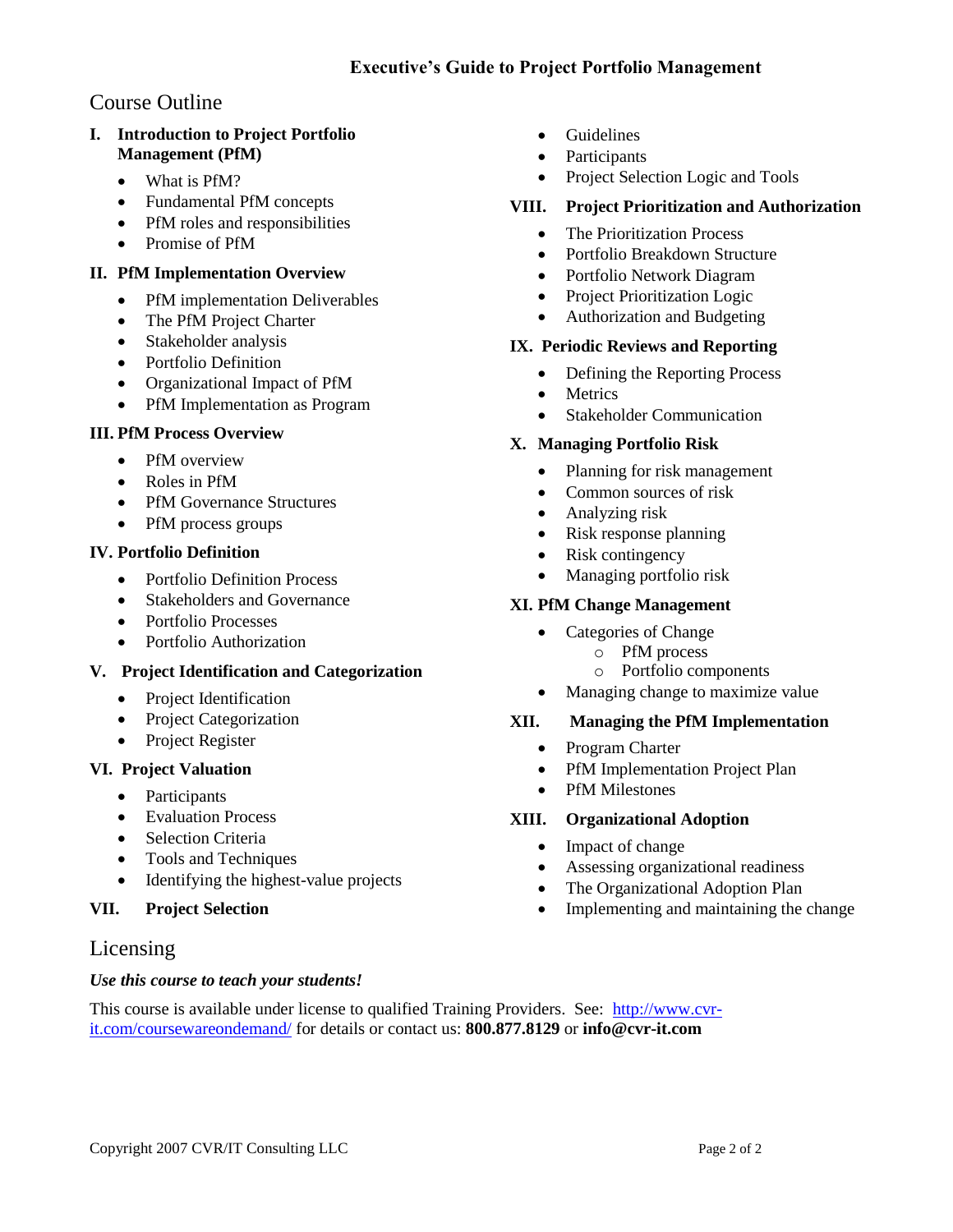# Executive's Guide to Project Portfolio Management

## Course Outline

### I. Introduction to Project Portfolio Management (PfM)

- What is PfM?
- Fundamental PfM concepts
- PfM roles and responsibilities
- Promise of PfM

### II. PfM Implementation Overview

- PfM implementation Deliverables
- The PfM Project Charter
- Stakeholder analysis
- Portfolio Definition
- Organizational Impact of PfM
- PfM Implementation as Program

### III. PfM Process Overview

- PfM overview
- Roles in PfM
- PfM Governance Structures
- PfM process groups

### IV. Portfolio Definition

- Portfolio Definition Process
- Stakeholders and Governance
- Portfolio Processes
- Portfolio Authorization

### V. Project Identification and Categorization

- Project Identification
- Project Categorization
- Project Register

### VI. Project Valuation

- Participants
- Evaluation Process
- Selection Criteria
- Tools and Techniques
- Identifying the highest-value projects

### VII. Project Selection

- Guidelines
- Participants
- Project Selection Logic and Tools

### VIII. Project Prioritization and Authorization

- The Prioritization Process
- Portfolio Breakdown Structure
- Portfolio Network Diagram
- Project Prioritization Logic
- Authorization and Budgeting

### IX. Periodic Reviews and Reporting

- Defining the Reporting Process
- Metrics
- Stakeholder Communication

### X. Managing Portfolio Risk

- Planning for risk management
- Common sources of risk
- Analyzing risk
- Risk response planning
- Risk contingency
- Managing portfolio risk

### XI. PfM Change Management

- Categories of Change
  - PfM process
  - Portfolio components
- Managing change to maximize value

### XII. Managing the PfM Implementation

- Program Charter
- PfM Implementation Project Plan
- PfM Milestones

### XIII. Organizational Adoption

- Impact of change
- Assessing organizational readiness
- The Organizational Adoption Plan
- Implementing and maintaining the change

## Licensing

***Use this course to teach your students!***

This course is available under license to qualified Training Providers. See: [http://www.cvr-it.com/coursewareondemand/](http://www.cvr-it.com/coursewareondemand/) for details or contact us: **800.877.8129** or **info@cvr-it.com**

Copyright 2007 CVR/IT Consulting LLC